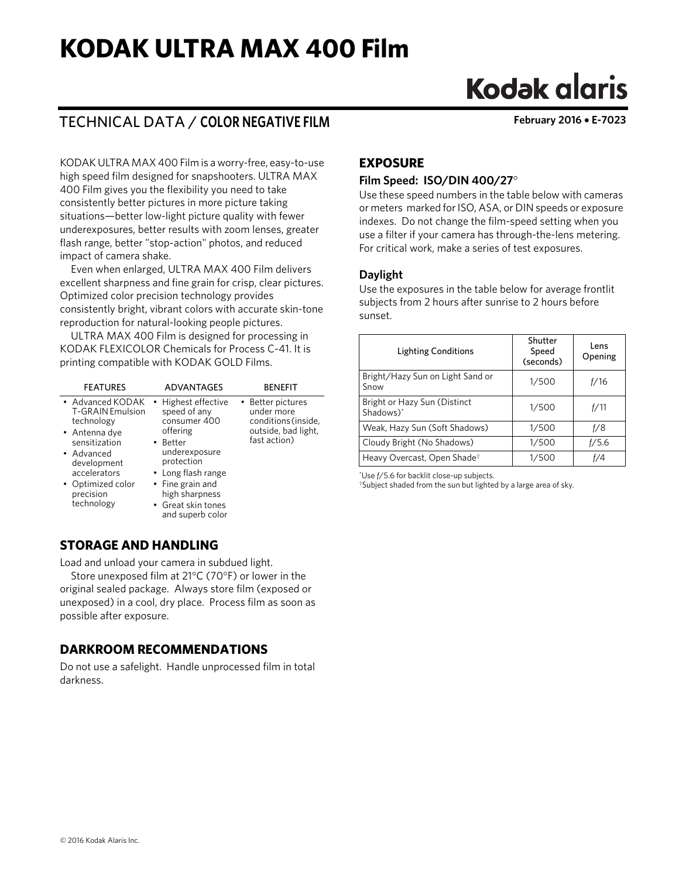# KODAK ULTRA MAX 400 Film

Kodak alaris

## TECHNICAL DATA / COLOR NEGATIVE FILM

**February 2016 • E-7023**

KODAK ULTRA MAX 400 Film is a worry-free, easy-to-use high speed film designed for snapshooters. ULTRA MAX 400 Film gives you the flexibility you need to take consistently better pictures in more picture taking situations—better low-light picture quality with fewer underexposures, better results with zoom lenses, greater flash range, better "stop-action" photos, and reduced impact of camera shake.

Even when enlarged, ULTRA MAX 400 Film delivers excellent sharpness and fine grain for crisp, clear pictures. Optimized color precision technology provides consistently bright, vibrant colors with accurate skin-tone reproduction for natural-looking people pictures.

ULTRA MAX 400 Film is designed for processing in KODAK FLEXICOLOR Chemicals for Process C-41. It is printing compatible with KODAK GOLD Films.

| FEATURES | ADVANTAGES | BENEFIT |
|---|---|---|
| • Advanced KODAK T-GRAIN Emulsion technology<br>• Antenna dye sensitization<br>• Advanced development accelerators<br>• Optimized color precision technology | • Highest effective speed of any consumer 400 offering<br>• Better underexposure protection<br>• Long flash range<br>• Fine grain and high sharpness<br>• Great skin tones and superb color | • Better pictures under more conditions (inside, outside, bad light, fast action) |

## STORAGE AND HANDLING

Load and unload your camera in subdued light.

Store unexposed film at 21°C (70°F) or lower in the original sealed package. Always store film (exposed or unexposed) in a cool, dry place. Process film as soon as possible after exposure.

## DARKROOM RECOMMENDATIONS

Do not use a safelight. Handle unprocessed film in total darkness.

## EXPOSURE

### Film Speed: ISO/DIN 400/27°

Use these speed numbers in the table below with cameras or meters marked for ISO, ASA, or DIN speeds or exposure indexes. Do not change the film-speed setting when you use a filter if your camera has through-the-lens metering. For critical work, make a series of test exposures.

### Daylight

Use the exposures in the table below for average frontlit subjects from 2 hours after sunrise to 2 hours before sunset.

| Lighting Conditions | Shutter Speed (seconds) | Lens Opening |
|---|---|---|
| Bright/Hazy Sun on Light Sand or Snow | 1/500 | f/16 |
| Bright or Hazy Sun (Distinct Shadows)* | 1/500 | f/11 |
| Weak, Hazy Sun (Soft Shadows) | 1/500 | f/8 |
| Cloudy Bright (No Shadows) | 1/500 | f/5.6 |
| Heavy Overcast, Open Shade† | 1/500 | f/4 |

*Use f/5.6 for backlit close-up subjects.
†Subject shaded from the sun but lighted by a large area of sky.

© 2016 Kodak Alaris Inc.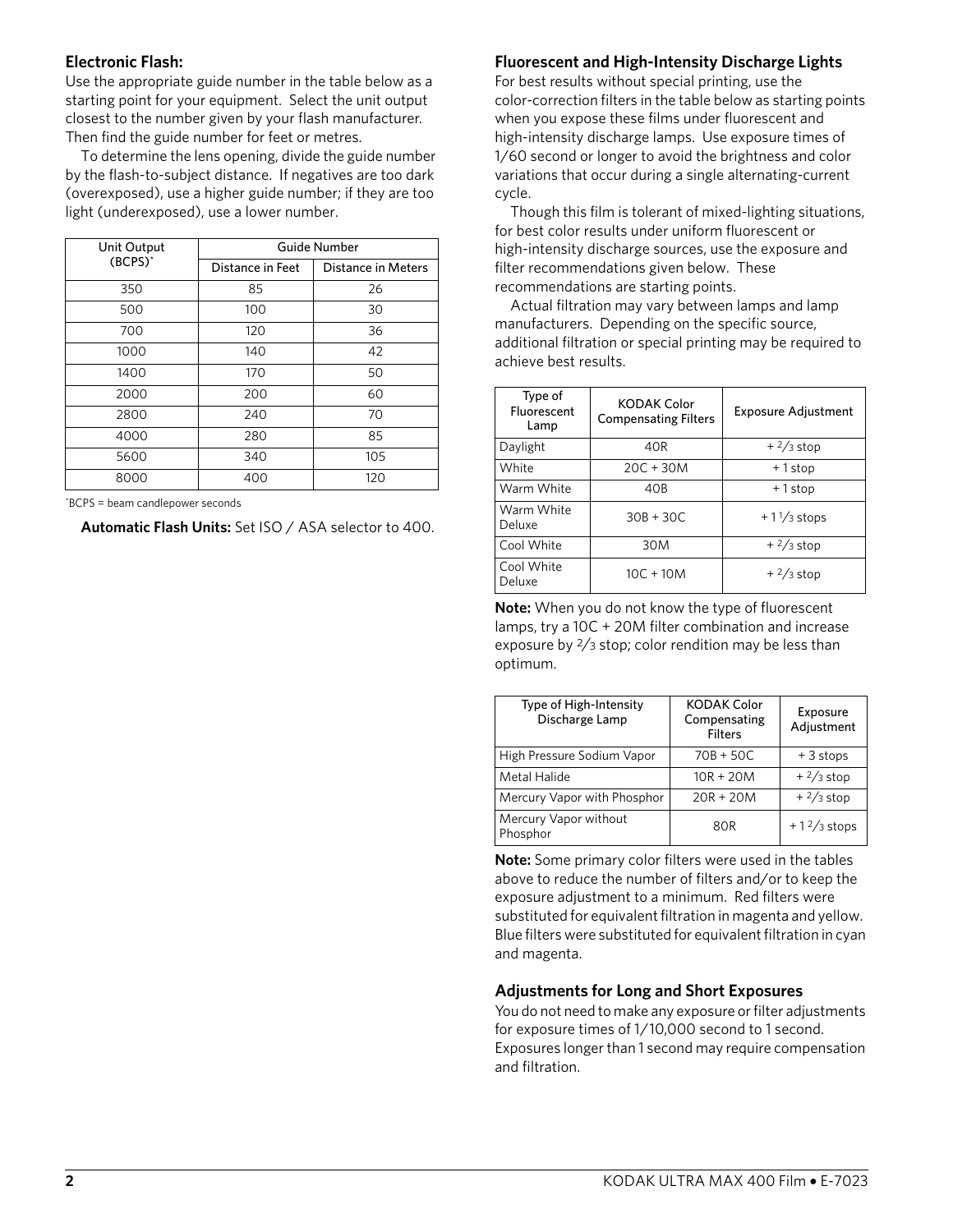### Electronic Flash:

Use the appropriate guide number in the table below as a starting point for your equipment. Select the unit output closest to the number given by your flash manufacturer. Then find the guide number for feet or metres.

To determine the lens opening, divide the guide number by the flash-to-subject distance. If negatives are too dark (overexposed), use a higher guide number; if they are too light (underexposed), use a lower number.

| Unit Output (BCPS)* | Guide Number | |
|---|---|---|
| | Distance in Feet | Distance in Meters |
| 350 | 85 | 26 |
| 500 | 100 | 30 |
| 700 | 120 | 36 |
| 1000 | 140 | 42 |
| 1400 | 170 | 50 |
| 2000 | 200 | 60 |
| 2800 | 240 | 70 |
| 4000 | 280 | 85 |
| 5600 | 340 | 105 |
| 8000 | 400 | 120 |

*BCPS = beam candlepower seconds

**Automatic Flash Units:** Set ISO / ASA selector to 400.

### Fluorescent and High-Intensity Discharge Lights

For best results without special printing, use the color-correction filters in the table below as starting points when you expose these films under fluorescent and high-intensity discharge lamps. Use exposure times of 1/60 second or longer to avoid the brightness and color variations that occur during a single alternating-current cycle.

Though this film is tolerant of mixed-lighting situations, for best color results under uniform fluorescent or high-intensity discharge sources, use the exposure and filter recommendations given below. These recommendations are starting points.

Actual filtration may vary between lamps and lamp manufacturers. Depending on the specific source, additional filtration or special printing may be required to achieve best results.

| Type of Fluorescent Lamp | KODAK Color Compensating Filters | Exposure Adjustment |
|---|---|---|
| Daylight | 40R | + 2/3 stop |
| White | 20C + 30M | + 1 stop |
| Warm White | 40B | + 1 stop |
| Warm White Deluxe | 30B + 30C | + 1 1/3 stops |
| Cool White | 30M | + 2/3 stop |
| Cool White Deluxe | 10C + 10M | + 2/3 stop |

**Note:** When you do not know the type of fluorescent lamps, try a 10C + 20M filter combination and increase exposure by 2/3 stop; color rendition may be less than optimum.

| Type of High-Intensity Discharge Lamp | KODAK Color Compensating Filters | Exposure Adjustment |
|---|---|---|
| High Pressure Sodium Vapor | 70B + 50C | + 3 stops |
| Metal Halide | 10R + 20M | + 2/3 stop |
| Mercury Vapor with Phosphor | 20R + 20M | + 2/3 stop |
| Mercury Vapor without Phosphor | 80R | + 1 2/3 stops |

**Note:** Some primary color filters were used in the tables above to reduce the number of filters and/or to keep the exposure adjustment to a minimum. Red filters were substituted for equivalent filtration in magenta and yellow. Blue filters were substituted for equivalent filtration in cyan and magenta.

### Adjustments for Long and Short Exposures

You do not need to make any exposure or filter adjustments for exposure times of 1/10,000 second to 1 second. Exposures longer than 1 second may require compensation and filtration.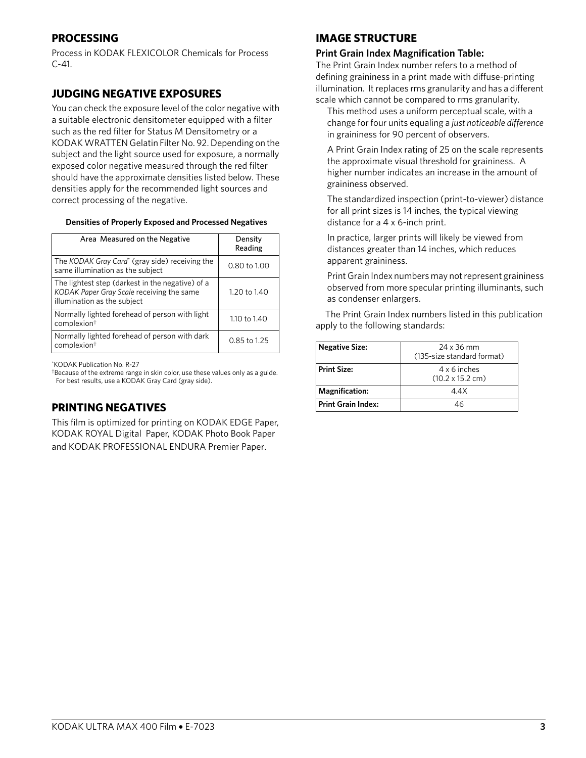## PROCESSING

Process in KODAK FLEXICOLOR Chemicals for Process C-41.

## JUDGING NEGATIVE EXPOSURES

You can check the exposure level of the color negative with a suitable electronic densitometer equipped with a filter such as the red filter for Status M Densitometry or a KODAK WRATTEN Gelatin Filter No. 92. Depending on the subject and the light source used for exposure, a normally exposed color negative measured through the red filter should have the approximate densities listed below. These densities apply for the recommended light sources and correct processing of the negative.

**Densities of Properly Exposed and Processed Negatives**

| Area Measured on the Negative | Density Reading |
|---|---|
| The *KODAK Gray Card*\* (gray side) receiving the same illumination as the subject | 0.80 to 1.00 |
| The lightest step (darkest in the negative) of a *KODAK Paper Gray Scale* receiving the same illumination as the subject | 1.20 to 1.40 |
| Normally lighted forehead of person with light complexion† | 1.10 to 1.40 |
| Normally lighted forehead of person with dark complexion† | 0.85 to 1.25 |

\*KODAK Publication No. R-27

†Because of the extreme range in skin color, use these values only as a guide. For best results, use a KODAK Gray Card (gray side).

## PRINTING NEGATIVES

This film is optimized for printing on KODAK EDGE Paper, KODAK ROYAL Digital Paper, KODAK Photo Book Paper and KODAK PROFESSIONAL ENDURA Premier Paper.

## IMAGE STRUCTURE

### Print Grain Index Magnification Table:

The Print Grain Index number refers to a method of defining graininess in a print made with diffuse-printing illumination. It replaces rms granularity and has a different scale which cannot be compared to rms granularity.

This method uses a uniform perceptual scale, with a change for four units equaling a *just noticeable difference* in graininess for 90 percent of observers.

A Print Grain Index rating of 25 on the scale represents the approximate visual threshold for graininess. A higher number indicates an increase in the amount of graininess observed.

The standardized inspection (print-to-viewer) distance for all print sizes is 14 inches, the typical viewing distance for a 4 x 6-inch print.

In practice, larger prints will likely be viewed from distances greater than 14 inches, which reduces apparent graininess.

Print Grain Index numbers may not represent graininess observed from more specular printing illuminants, such as condenser enlargers.

The Print Grain Index numbers listed in this publication apply to the following standards:

| | |
|---|---|
| **Negative Size:** | 24 x 36 mm (135-size standard format) |
| **Print Size:** | 4 x 6 inches (10.2 x 15.2 cm) |
| **Magnification:** | 4.4X |
| **Print Grain Index:** | 46 |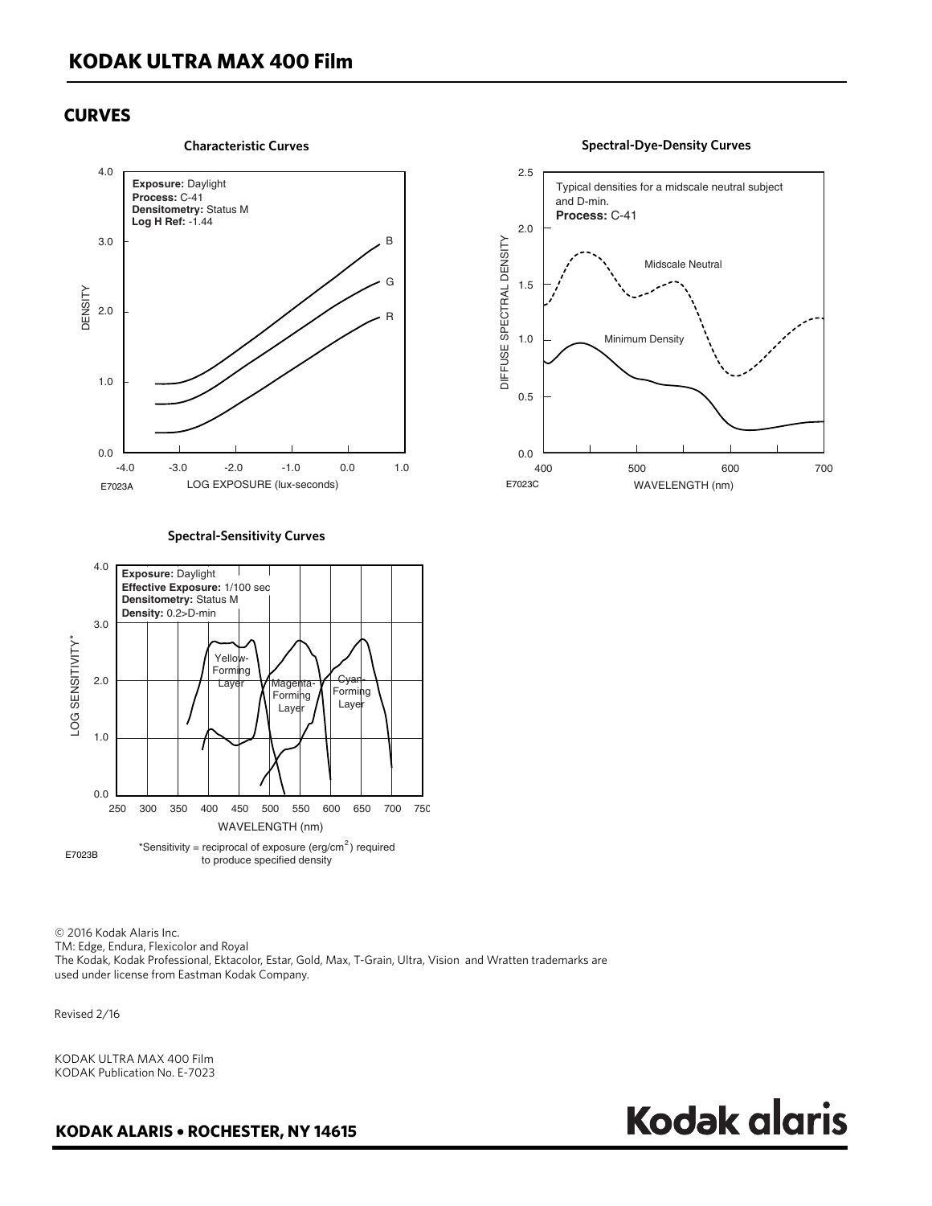## CURVES

**Characteristic Curves**

**Exposure:** Daylight
**Process:** C-41
**Densitometry:** Status M
**Log H Ref:** -1.44

DENSITY

4.0
3.0
2.0
1.0
0.0

B
G
R

-4.0 -3.0 -2.0 -1.0 0.0 1.0

LOG EXPOSURE (lux-seconds)

E7023A

**Spectral-Dye-Density Curves**

Typical densities for a midscale neutral subject and D-min.
**Process:** C-41

DIFFUSE SPECTRAL DENSITY

2.5
2.0
1.5
1.0
0.5
0.0

Midscale Neutral

Minimum Density

400 500 600 700

WAVELENGTH (nm)

E7023C

**Spectral-Sensitivity Curves**

**Exposure:** Daylight
**Effective Exposure:** 1/100 sec
**Densitometry:** Status M
**Density:** 0.2>D-min

LOG SENSITIVITY*

4.0
3.0
2.0
1.0
0.0

Yellow-Forming Layer

Magenta-Forming Layer

Cyan-Forming Layer

250 300 350 400 450 500 550 600 650 700 750

WAVELENGTH (nm)

E7023B

*Sensitivity = reciprocal of exposure (erg/cm$^2$) required to produce specified density

© 2016 Kodak Alaris Inc.
TM: Edge, Endura, Flexicolor and Royal
The Kodak, Kodak Professional, Ektacolor, Estar, Gold, Max, T-Grain, Ultra, Vision and Wratten trademarks are used under license from Eastman Kodak Company.

Revised 2/16

KODAK ULTRA MAX 400 Film
KODAK Publication No. E-7023

**KODAK ALARIS • ROCHESTER, NY 14615**

Kodak alaris